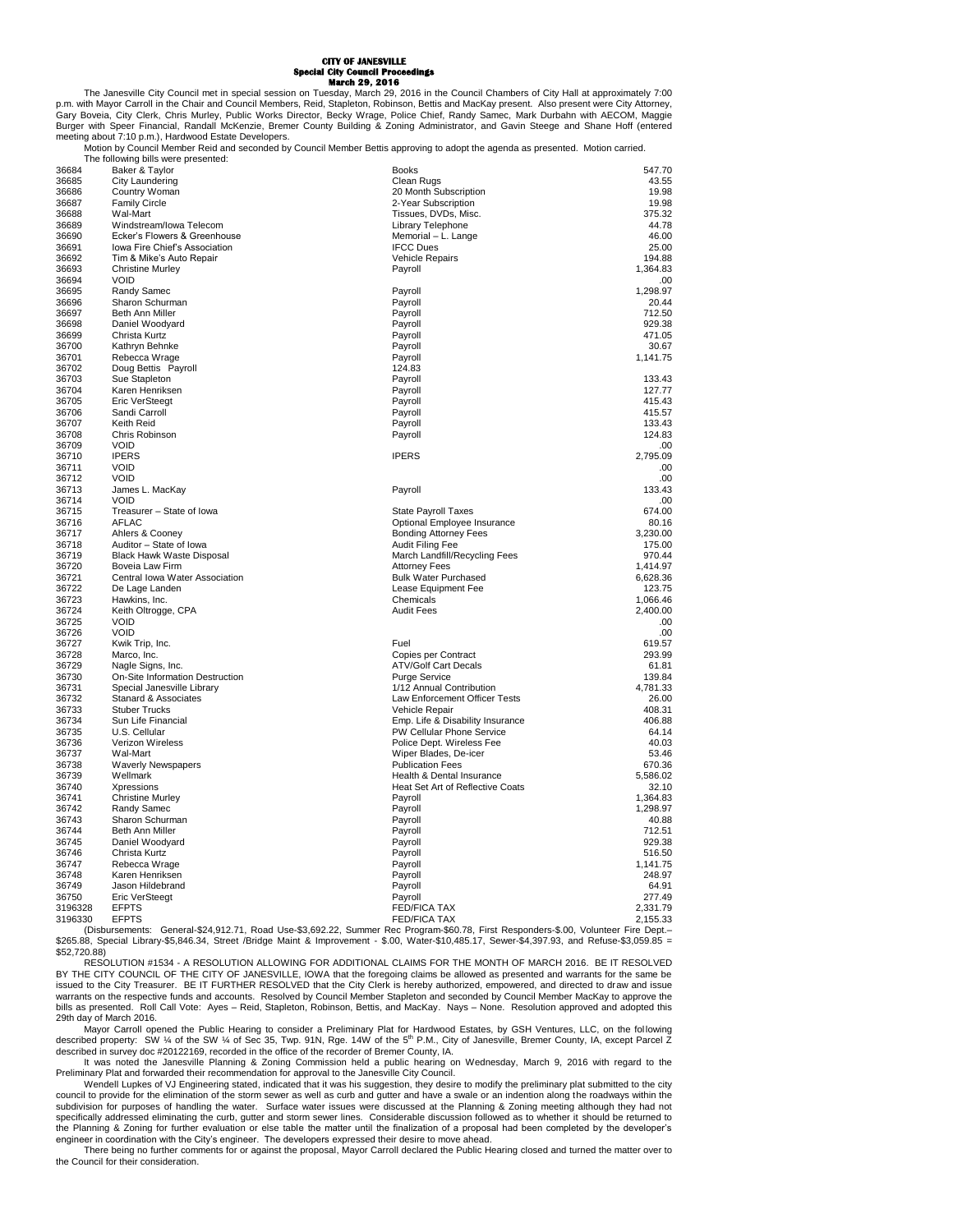# CITY OF JANESVILLE
## Special City Council Proceedings
### March 29, 2016

The Janesville City Council met in special session on Tuesday, March 29, 2016 in the Council Chambers of City Hall at approximately 7:00 p.m. with Mayor Carroll in the Chair and Council Members, Reid, Stapleton, Robinson, Bettis and MacKay present. Also present were City Attorney, Gary Boveia, City Clerk, Chris Murley, Public Works Director, Becky Wrage, Police Chief, Randy Samec, Mark Durbahn with AECOM, Maggie Burger with Speer Financial, Randall McKenzie, Bremer County Building & Zoning Administrator, and Gavin Steege and Shane Hoff (entered meeting about 7:10 p.m.), Hardwood Estate Developers.

Motion by Council Member Reid and seconded by Council Member Bettis approving to adopt the agenda as presented. Motion carried.

The following bills were presented:

| | | | |
|---|---|---|---|
| 36684 | Baker & Taylor | Books | 547.70 |
| 36685 | City Laundering | Clean Rugs | 43.55 |
| 36686 | Country Woman | 20 Month Subscription | 19.98 |
| 36687 | Family Circle | 2-Year Subscription | 19.98 |
| 36688 | Wal-Mart | Tissues, DVDs, Misc. | 375.32 |
| 36689 | Windstream/Iowa Telecom | Library Telephone | 44.78 |
| 36690 | Ecker's Flowers & Greenhouse | Memorial – L. Lange | 46.00 |
| 36691 | Iowa Fire Chief's Association | IFCC Dues | 25.00 |
| 36692 | Tim & Mike's Auto Repair | Vehicle Repairs | 194.88 |
| 36693 | Christine Murley | Payroll | 1,364.83 |
| 36694 | VOID | | .00 |
| 36695 | Randy Samec | Payroll | 1,298.97 |
| 36696 | Sharon Schurman | Payroll | 20.44 |
| 36697 | Beth Ann Miller | Payroll | 712.50 |
| 36698 | Daniel Woodyard | Payroll | 929.38 |
| 36699 | Christa Kurtz | Payroll | 471.05 |
| 36700 | Kathryn Behnke | Payroll | 30.67 |
| 36701 | Rebecca Wrage | Payroll | 1,141.75 |
| 36702 | Doug Bettis Payroll | 124.83 | |
| 36703 | Sue Stapleton | Payroll | 133.43 |
| 36704 | Karen Henriksen | Payroll | 127.77 |
| 36705 | Eric VerSteegt | Payroll | 415.43 |
| 36706 | Sandi Carroll | Payroll | 415.57 |
| 36707 | Keith Reid | Payroll | 133.43 |
| 36708 | Chris Robinson | Payroll | 124.83 |
| 36709 | VOID | | .00 |
| 36710 | IPERS | IPERS | 2,795.09 |
| 36711 | VOID | | .00 |
| 36712 | VOID | | .00 |
| 36713 | James L. MacKay | Payroll | 133.43 |
| 36714 | VOID | | .00 |
| 36715 | Treasurer – State of Iowa | State Payroll Taxes | 674.00 |
| 36716 | AFLAC | Optional Employee Insurance | 80.16 |
| 36717 | Ahlers & Cooney | Bonding Attorney Fees | 3,230.00 |
| 36718 | Auditor – State of Iowa | Audit Filing Fee | 175.00 |
| 36719 | Black Hawk Waste Disposal | March Landfill/Recycling Fees | 970.44 |
| 36720 | Boveia Law Firm | Attorney Fees | 1,414.97 |
| 36721 | Central Iowa Water Association | Bulk Water Purchased | 6,628.36 |
| 36722 | De Lage Landen | Lease Equipment Fee | 123.75 |
| 36723 | Hawkins, Inc. | Chemicals | 1,066.46 |
| 36724 | Keith Oltrogge, CPA | Audit Fees | 2,400.00 |
| 36725 | VOID | | .00 |
| 36726 | VOID | | .00 |
| 36727 | Kwik Trip, Inc. | Fuel | 619.57 |
| 36728 | Marco, Inc. | Copies per Contract | 293.99 |
| 36729 | Nagle Signs, Inc. | ATV/Golf Cart Decals | 61.81 |
| 36730 | On-Site Information Destruction | Purge Service | 139.84 |
| 36731 | Special Janesville Library | 1/12 Annual Contribution | 4,781.33 |
| 36732 | Stanard & Associates | Law Enforcement Officer Tests | 26.00 |
| 36733 | Stuber Trucks | Vehicle Repair | 408.31 |
| 36734 | Sun Life Financial | Emp. Life & Disability Insurance | 406.88 |
| 36735 | U.S. Cellular | PW Cellular Phone Service | 64.14 |
| 36736 | Verizon Wireless | Police Dept. Wireless Fee | 40.03 |
| 36737 | Wal-Mart | Wiper Blades, De-icer | 53.46 |
| 36738 | Waverly Newspapers | Publication Fees | 670.36 |
| 36739 | Wellmark | Health & Dental Insurance | 5,586.02 |
| 36740 | Xpressions | Heat Set Art of Reflective Coats | 32.10 |
| 36741 | Christine Murley | Payroll | 1,364.83 |
| 36742 | Randy Samec | Payroll | 1,298.97 |
| 36743 | Sharon Schurman | Payroll | 40.88 |
| 36744 | Beth Ann Miller | Payroll | 712.51 |
| 36745 | Daniel Woodyard | Payroll | 929.38 |
| 36746 | Christa Kurtz | Payroll | 516.50 |
| 36747 | Rebecca Wrage | Payroll | 1,141.75 |
| 36748 | Karen Henriksen | Payroll | 248.97 |
| 36749 | Jason Hildebrand | Payroll | 64.91 |
| 36750 | Eric VerSteegt | Payroll | 277.49 |
| 3196328 | EFPTS | FED/FICA TAX | 2,331.79 |
| 3196330 | EFPTS | FED/FICA TAX | 2,155.33 |

(Disbursements: General-$24,912.71, Road Use-$3,692.22, Summer Rec Program-$60.78, First Responders-$.00, Volunteer Fire Dept.–$265.88, Special Library-$5,846.34, Street /Bridge Maint & Improvement - $.00, Water-$10,485.17, Sewer-$4,397.93, and Refuse-$3,059.85 = $52,720.88)

RESOLUTION #1534 - A RESOLUTION ALLOWING FOR ADDITIONAL CLAIMS FOR THE MONTH OF MARCH 2016. BE IT RESOLVED BY THE CITY COUNCIL OF THE CITY OF JANESVILLE, IOWA that the foregoing claims be allowed as presented and warrants for the same be issued to the City Treasurer. BE IT FURTHER RESOLVED that the City Clerk is hereby authorized, empowered, and directed to draw and issue warrants on the respective funds and accounts. Resolved by Council Member Stapleton and seconded by Council Member MacKay to approve the bills as presented. Roll Call Vote: Ayes – Reid, Stapleton, Robinson, Bettis, and MacKay. Nays – None. Resolution approved and adopted this 29th day of March 2016.

Mayor Carroll opened the Public Hearing to consider a Preliminary Plat for Hardwood Estates, by GSH Ventures, LLC, on the following described property: SW ¼ of the SW ¼ of Sec 35, Twp. 91N, Rge. 14W of the 5th P.M., City of Janesville, Bremer County, IA, except Parcel Z described in survey doc #20122169, recorded in the office of the recorder of Bremer County, IA.

It was noted the Janesville Planning & Zoning Commission held a public hearing on Wednesday, March 9, 2016 with regard to the Preliminary Plat and forwarded their recommendation for approval to the Janesville City Council.

Wendell Lupkes of VJ Engineering stated, indicated that it was his suggestion, they desire to modify the preliminary plat submitted to the city council to provide for the elimination of the storm sewer as well as curb and gutter and have a swale or an indention along the roadways within the subdivision for purposes of handling the water. Surface water issues were discussed at the Planning & Zoning meeting although they had not specifically addressed eliminating the curb, gutter and storm sewer lines. Considerable discussion followed as to whether it should be returned to the Planning & Zoning for further evaluation or else table the matter until the finalization of a proposal had been completed by the developer's engineer in coordination with the City's engineer. The developers expressed their desire to move ahead.

There being no further comments for or against the proposal, Mayor Carroll declared the Public Hearing closed and turned the matter over to the Council for their consideration.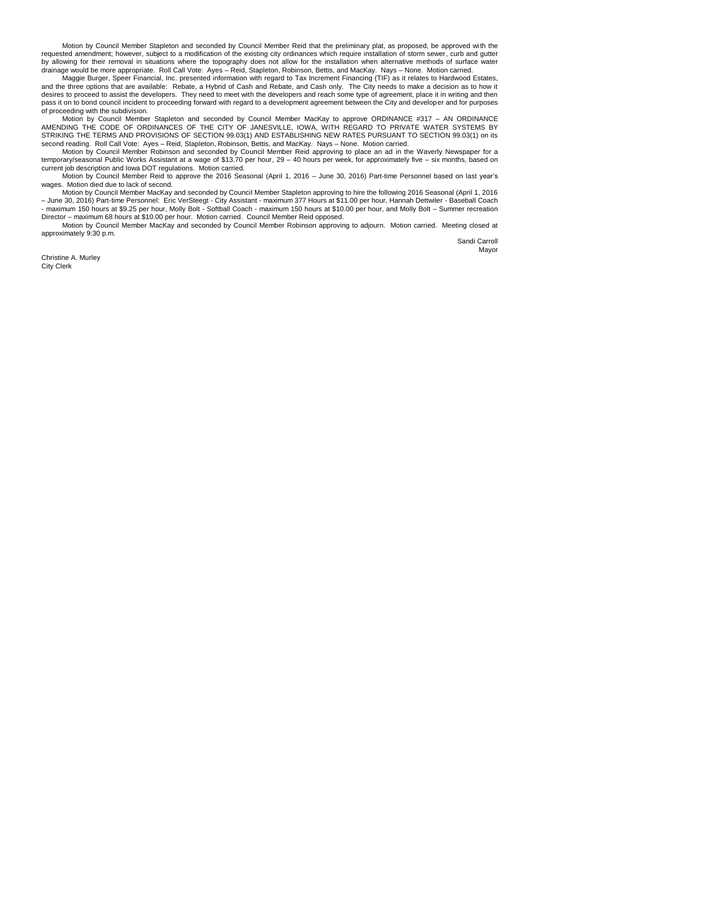Motion by Council Member Stapleton and seconded by Council Member Reid that the preliminary plat, as proposed, be approved with the requested amendment; however, subject to a modification of the existing city ordinances which require installation of storm sewer, curb and gutter by allowing for their removal in situations where the topography does not allow for the installation when alternative methods of surface water drainage would be more appropriate. Roll Call Vote: Ayes – Reid, Stapleton, Robinson, Bettis, and MacKay. Nays – None. Motion carried.

Maggie Burger, Speer Financial, Inc. presented information with regard to Tax Increment Financing (TIF) as it relates to Hardwood Estates, and the three options that are available: Rebate, a Hybrid of Cash and Rebate, and Cash only. The City needs to make a decision as to how it desires to proceed to assist the developers. They need to meet with the developers and reach some type of agreement, place it in writing and then pass it on to bond council incident to proceeding forward with regard to a development agreement between the City and developer and for purposes of proceeding with the subdivision.

Motion by Council Member Stapleton and seconded by Council Member MacKay to approve ORDINANCE #317 – AN ORDINANCE AMENDING THE CODE OF ORDINANCES OF THE CITY OF JANESVILLE, IOWA, WITH REGARD TO PRIVATE WATER SYSTEMS BY STRIKING THE TERMS AND PROVISIONS OF SECTION 99.03(1) AND ESTABLISHING NEW RATES PURSUANT TO SECTION 99.03(1) on its second reading. Roll Call Vote: Ayes – Reid, Stapleton, Robinson, Bettis, and MacKay. Nays – None. Motion carried.

Motion by Council Member Robinson and seconded by Council Member Reid approving to place an ad in the Waverly Newspaper for a temporary/seasonal Public Works Assistant at a wage of $13.70 per hour, 29 – 40 hours per week, for approximately five – six months, based on current job description and Iowa DOT regulations. Motion carried.

Motion by Council Member Reid to approve the 2016 Seasonal (April 1, 2016 – June 30, 2016) Part-time Personnel based on last year's wages. Motion died due to lack of second.

Motion by Council Member MacKay and seconded by Council Member Stapleton approving to hire the following 2016 Seasonal (April 1, 2016 – June 30, 2016) Part-time Personnel: Eric VerSteegt - City Assistant - maximum 377 Hours at $11.00 per hour, Hannah Dettwiler - Baseball Coach - maximum 150 hours at $9.25 per hour, Molly Bolt - Softball Coach - maximum 150 hours at $10.00 per hour, and Molly Bolt – Summer recreation Director – maximum 68 hours at $10.00 per hour. Motion carried. Council Member Reid opposed.

Motion by Council Member MacKay and seconded by Council Member Robinson approving to adjourn. Motion carried. Meeting closed at approximately 9:30 p.m.

Sandi Carroll
Mayor

Christine A. Murley
City Clerk